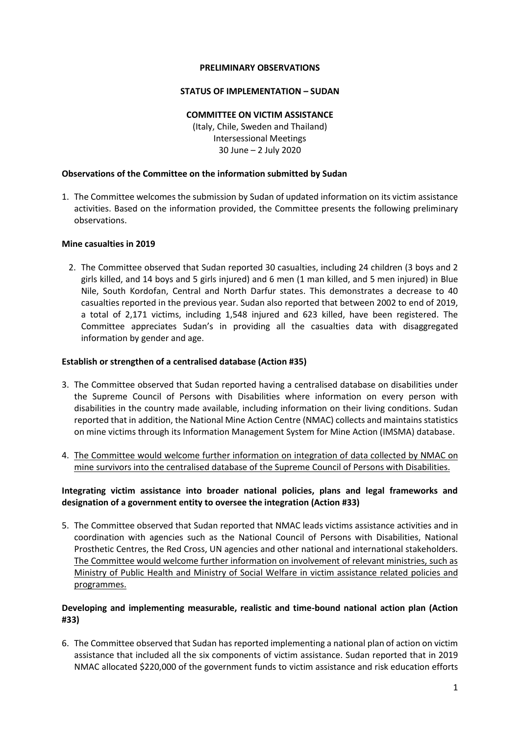**PRELIMINARY OBSERVATIONS**

**STATUS OF IMPLEMENTATION – SUDAN**

**COMMITTEE ON VICTIM ASSISTANCE**

(Italy, Chile, Sweden and Thailand)
Intersessional Meetings
30 June – 2 July 2020

**Observations of the Committee on the information submitted by Sudan**

1. The Committee welcomes the submission by Sudan of updated information on its victim assistance activities. Based on the information provided, the Committee presents the following preliminary observations.

**Mine casualties in 2019**

2. The Committee observed that Sudan reported 30 casualties, including 24 children (3 boys and 2 girls killed, and 14 boys and 5 girls injured) and 6 men (1 man killed, and 5 men injured) in Blue Nile, South Kordofan, Central and North Darfur states. This demonstrates a decrease to 40 casualties reported in the previous year. Sudan also reported that between 2002 to end of 2019, a total of 2,171 victims, including 1,548 injured and 623 killed, have been registered. The Committee appreciates Sudan's in providing all the casualties data with disaggregated information by gender and age.

**Establish or strengthen of a centralised database (Action #35)**

3. The Committee observed that Sudan reported having a centralised database on disabilities under the Supreme Council of Persons with Disabilities where information on every person with disabilities in the country made available, including information on their living conditions. Sudan reported that in addition, the National Mine Action Centre (NMAC) collects and maintains statistics on mine victims through its Information Management System for Mine Action (IMSMA) database.

4. <u>The Committee would welcome further information on integration of data collected by NMAC on mine survivors into the centralised database of the Supreme Council of Persons with Disabilities.</u>

**Integrating victim assistance into broader national policies, plans and legal frameworks and designation of a government entity to oversee the integration (Action #33)**

5. The Committee observed that Sudan reported that NMAC leads victims assistance activities and in coordination with agencies such as the National Council of Persons with Disabilities, National Prosthetic Centres, the Red Cross, UN agencies and other national and international stakeholders. <u>The Committee would welcome further information on involvement of relevant ministries, such as Ministry of Public Health and Ministry of Social Welfare in victim assistance related policies and programmes.</u>

**Developing and implementing measurable, realistic and time-bound national action plan (Action #33)**

6. The Committee observed that Sudan has reported implementing a national plan of action on victim assistance that included all the six components of victim assistance. Sudan reported that in 2019 NMAC allocated $220,000 of the government funds to victim assistance and risk education efforts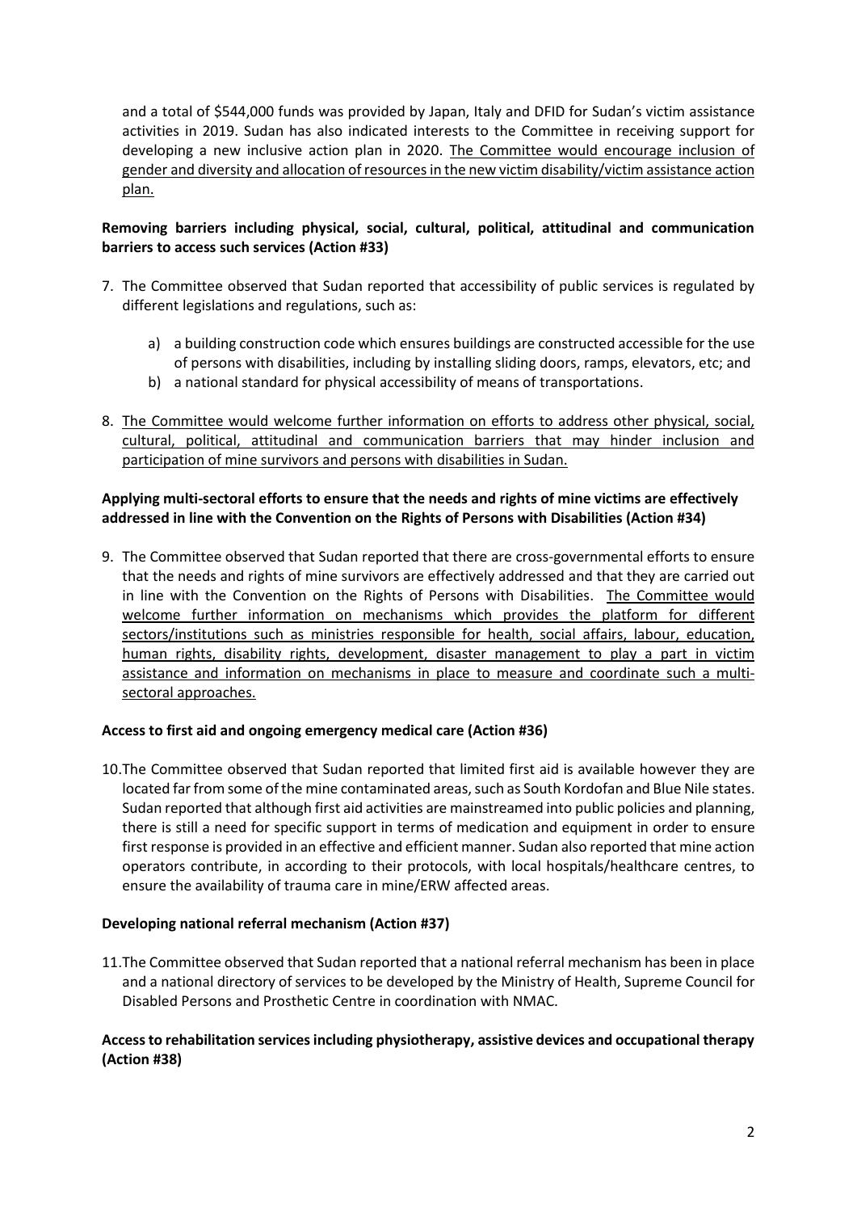and a total of $544,000 funds was provided by Japan, Italy and DFID for Sudan's victim assistance activities in 2019. Sudan has also indicated interests to the Committee in receiving support for developing a new inclusive action plan in 2020. <u>The Committee would encourage inclusion of gender and diversity and allocation of resources in the new victim disability/victim assistance action plan.</u>

**Removing barriers including physical, social, cultural, political, attitudinal and communication barriers to access such services (Action #33)**

7. The Committee observed that Sudan reported that accessibility of public services is regulated by different legislations and regulations, such as:

   a) a building construction code which ensures buildings are constructed accessible for the use of persons with disabilities, including by installing sliding doors, ramps, elevators, etc; and
   b) a national standard for physical accessibility of means of transportations.

8. <u>The Committee would welcome further information on efforts to address other physical, social, cultural, political, attitudinal and communication barriers that may hinder inclusion and participation of mine survivors and persons with disabilities in Sudan.</u>

**Applying multi-sectoral efforts to ensure that the needs and rights of mine victims are effectively addressed in line with the Convention on the Rights of Persons with Disabilities (Action #34)**

9. The Committee observed that Sudan reported that there are cross-governmental efforts to ensure that the needs and rights of mine survivors are effectively addressed and that they are carried out in line with the Convention on the Rights of Persons with Disabilities. <u>The Committee would welcome further information on mechanisms which provides the platform for different sectors/institutions such as ministries responsible for health, social affairs, labour, education, human rights, disability rights, development, disaster management to play a part in victim assistance and information on mechanisms in place to measure and coordinate such a multi-sectoral approaches.</u>

**Access to first aid and ongoing emergency medical care (Action #36)**

10. The Committee observed that Sudan reported that limited first aid is available however they are located far from some of the mine contaminated areas, such as South Kordofan and Blue Nile states. Sudan reported that although first aid activities are mainstreamed into public policies and planning, there is still a need for specific support in terms of medication and equipment in order to ensure first response is provided in an effective and efficient manner. Sudan also reported that mine action operators contribute, in according to their protocols, with local hospitals/healthcare centres, to ensure the availability of trauma care in mine/ERW affected areas.

**Developing national referral mechanism (Action #37)**

11. The Committee observed that Sudan reported that a national referral mechanism has been in place and a national directory of services to be developed by the Ministry of Health, Supreme Council for Disabled Persons and Prosthetic Centre in coordination with NMAC.

**Access to rehabilitation services including physiotherapy, assistive devices and occupational therapy (Action #38)**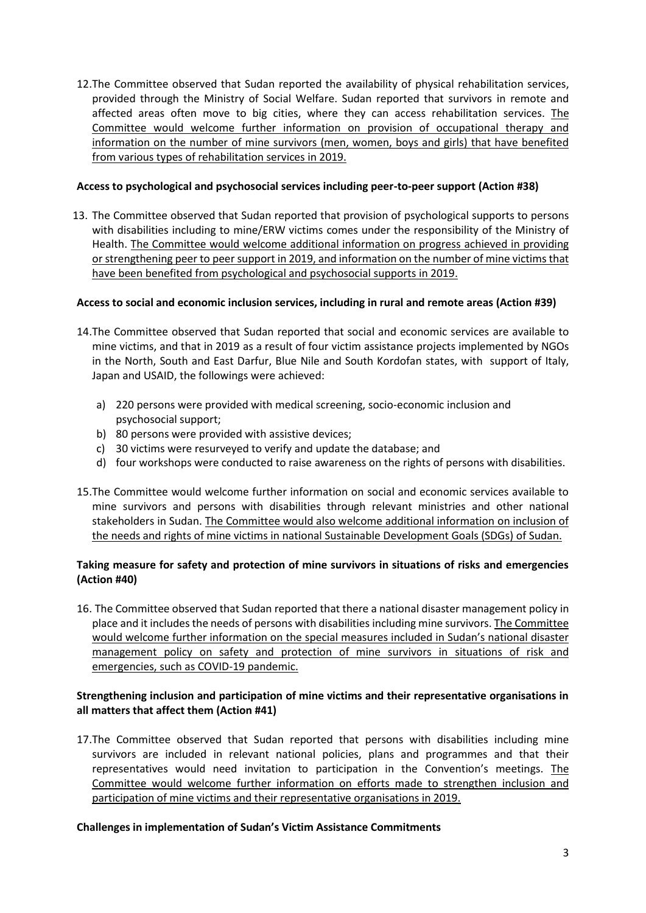12. The Committee observed that Sudan reported the availability of physical rehabilitation services, provided through the Ministry of Social Welfare. Sudan reported that survivors in remote and affected areas often move to big cities, where they can access rehabilitation services. <u>The Committee would welcome further information on provision of occupational therapy and information on the number of mine survivors (men, women, boys and girls) that have benefited from various types of rehabilitation services in 2019.</u>

**Access to psychological and psychosocial services including peer-to-peer support (Action #38)**

13. The Committee observed that Sudan reported that provision of psychological supports to persons with disabilities including to mine/ERW victims comes under the responsibility of the Ministry of Health. <u>The Committee would welcome additional information on progress achieved in providing or strengthening peer to peer support in 2019, and information on the number of mine victims that have been benefited from psychological and psychosocial supports in 2019.</u>

**Access to social and economic inclusion services, including in rural and remote areas (Action #39)**

14. The Committee observed that Sudan reported that social and economic services are available to mine victims, and that in 2019 as a result of four victim assistance projects implemented by NGOs in the North, South and East Darfur, Blue Nile and South Kordofan states, with support of Italy, Japan and USAID, the followings were achieved:

    a) 220 persons were provided with medical screening, socio-economic inclusion and psychosocial support;
    b) 80 persons were provided with assistive devices;
    c) 30 victims were resurveyed to verify and update the database; and
    d) four workshops were conducted to raise awareness on the rights of persons with disabilities.

15. The Committee would welcome further information on social and economic services available to mine survivors and persons with disabilities through relevant ministries and other national stakeholders in Sudan. <u>The Committee would also welcome additional information on inclusion of the needs and rights of mine victims in national Sustainable Development Goals (SDGs) of Sudan.</u>

**Taking measure for safety and protection of mine survivors in situations of risks and emergencies (Action #40)**

16. The Committee observed that Sudan reported that there a national disaster management policy in place and it includes the needs of persons with disabilities including mine survivors. <u>The Committee would welcome further information on the special measures included in Sudan's national disaster management policy on safety and protection of mine survivors in situations of risk and emergencies, such as COVID-19 pandemic.</u>

**Strengthening inclusion and participation of mine victims and their representative organisations in all matters that affect them (Action #41)**

17. The Committee observed that Sudan reported that persons with disabilities including mine survivors are included in relevant national policies, plans and programmes and that their representatives would need invitation to participation in the Convention's meetings. <u>The Committee would welcome further information on efforts made to strengthen inclusion and participation of mine victims and their representative organisations in 2019.</u>

**Challenges in implementation of Sudan's Victim Assistance Commitments**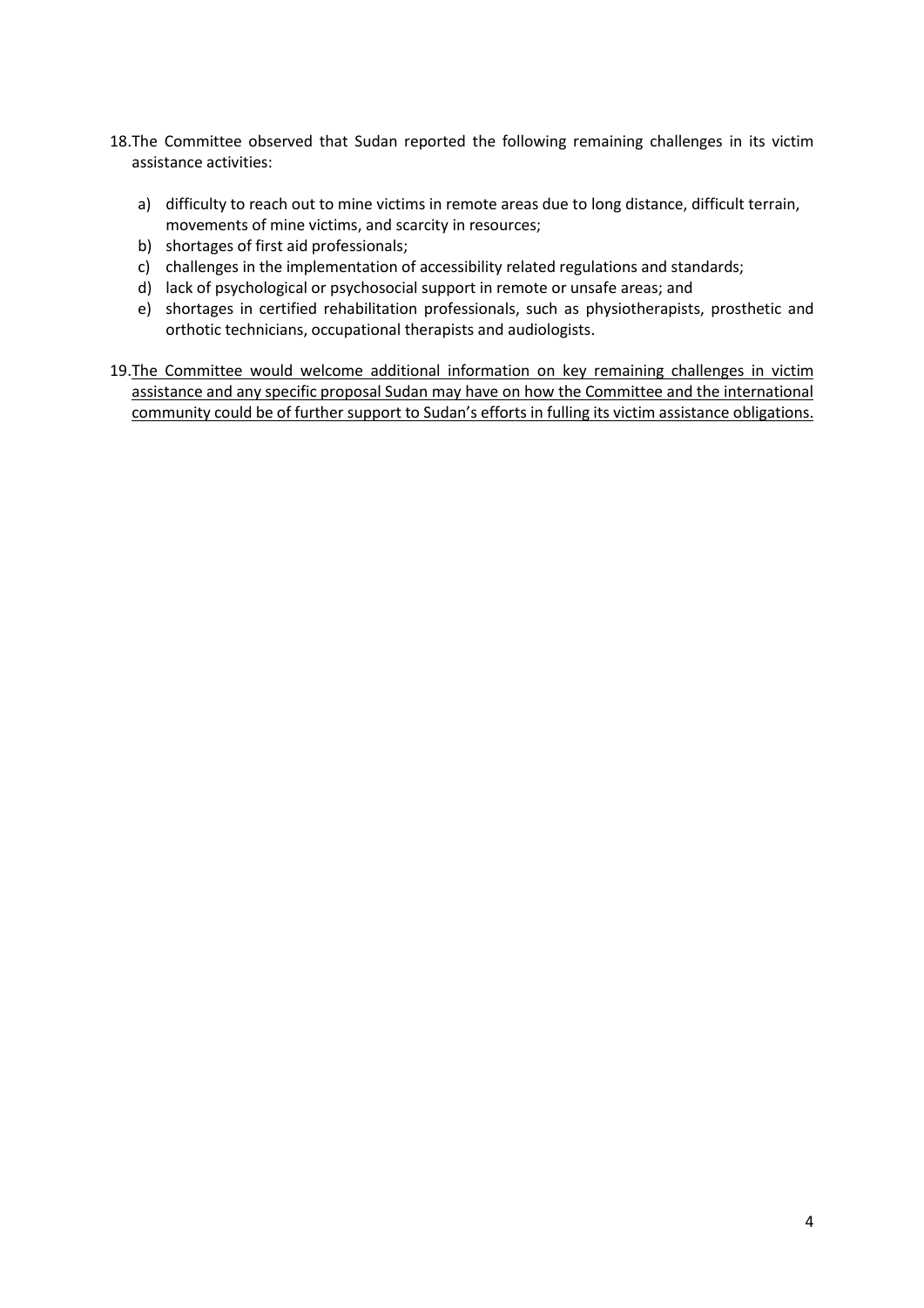18. The Committee observed that Sudan reported the following remaining challenges in its victim assistance activities:

    a) difficulty to reach out to mine victims in remote areas due to long distance, difficult terrain, movements of mine victims, and scarcity in resources;
    b) shortages of first aid professionals;
    c) challenges in the implementation of accessibility related regulations and standards;
    d) lack of psychological or psychosocial support in remote or unsafe areas; and
    e) shortages in certified rehabilitation professionals, such as physiotherapists, prosthetic and orthotic technicians, occupational therapists and audiologists.

19. <u>The Committee would welcome additional information on key remaining challenges in victim assistance and any specific proposal Sudan may have on how the Committee and the international community could be of further support to Sudan's efforts in fulling its victim assistance obligations.</u>